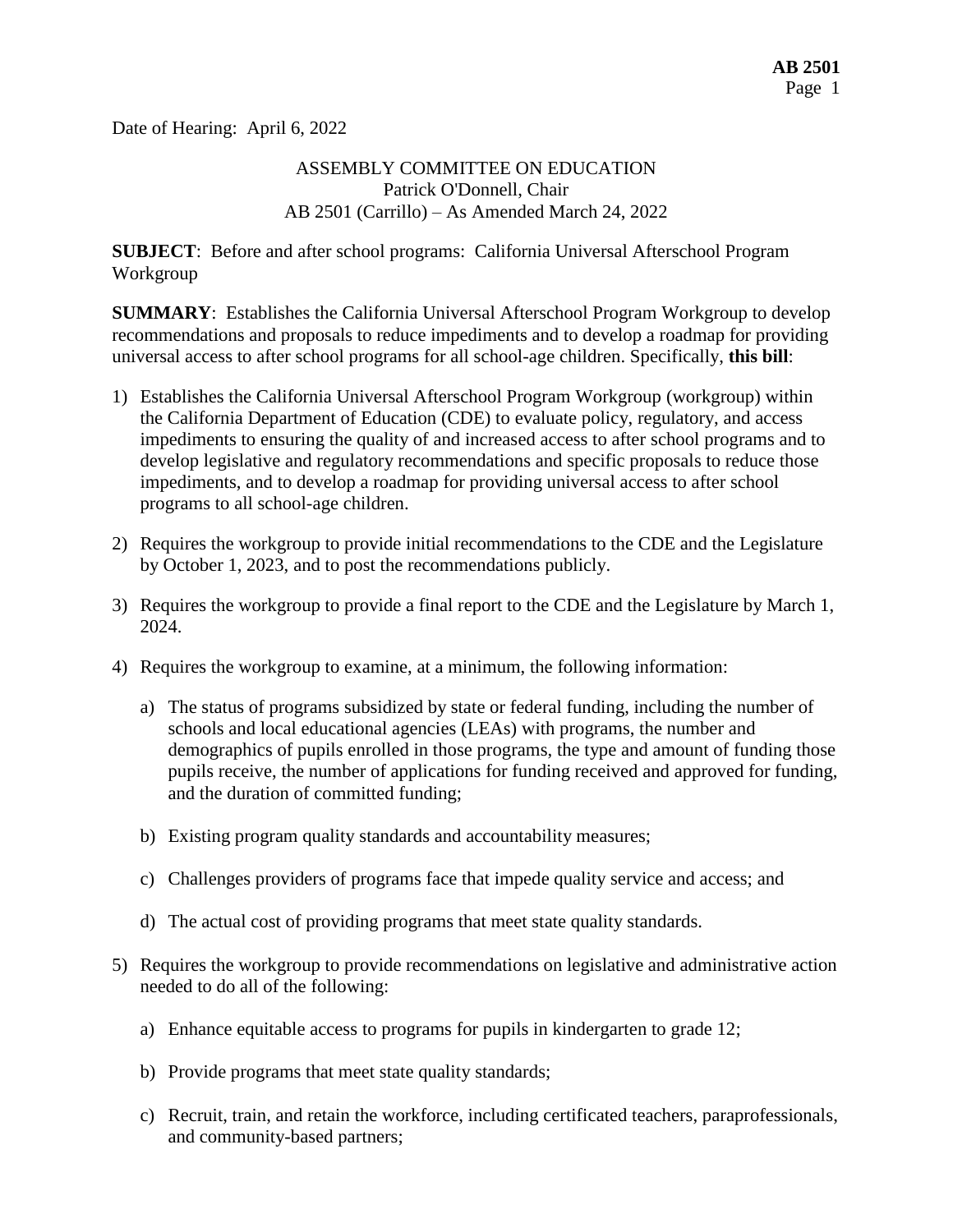Date of Hearing: April 6, 2022

ASSEMBLY COMMITTEE ON EDUCATION
Patrick O'Donnell, Chair
AB 2501 (Carrillo) – As Amended March 24, 2022

**SUBJECT**: Before and after school programs: California Universal Afterschool Program Workgroup

**SUMMARY**: Establishes the California Universal Afterschool Program Workgroup to develop recommendations and proposals to reduce impediments and to develop a roadmap for providing universal access to after school programs for all school-age children. Specifically, **this bill**:

1) Establishes the California Universal Afterschool Program Workgroup (workgroup) within the California Department of Education (CDE) to evaluate policy, regulatory, and access impediments to ensuring the quality of and increased access to after school programs and to develop legislative and regulatory recommendations and specific proposals to reduce those impediments, and to develop a roadmap for providing universal access to after school programs to all school-age children.

2) Requires the workgroup to provide initial recommendations to the CDE and the Legislature by October 1, 2023, and to post the recommendations publicly.

3) Requires the workgroup to provide a final report to the CDE and the Legislature by March 1, 2024.

4) Requires the workgroup to examine, at a minimum, the following information:

   a) The status of programs subsidized by state or federal funding, including the number of schools and local educational agencies (LEAs) with programs, the number and demographics of pupils enrolled in those programs, the type and amount of funding those pupils receive, the number of applications for funding received and approved for funding, and the duration of committed funding;

   b) Existing program quality standards and accountability measures;

   c) Challenges providers of programs face that impede quality service and access; and

   d) The actual cost of providing programs that meet state quality standards.

5) Requires the workgroup to provide recommendations on legislative and administrative action needed to do all of the following:

   a) Enhance equitable access to programs for pupils in kindergarten to grade 12;

   b) Provide programs that meet state quality standards;

   c) Recruit, train, and retain the workforce, including certificated teachers, paraprofessionals, and community-based partners;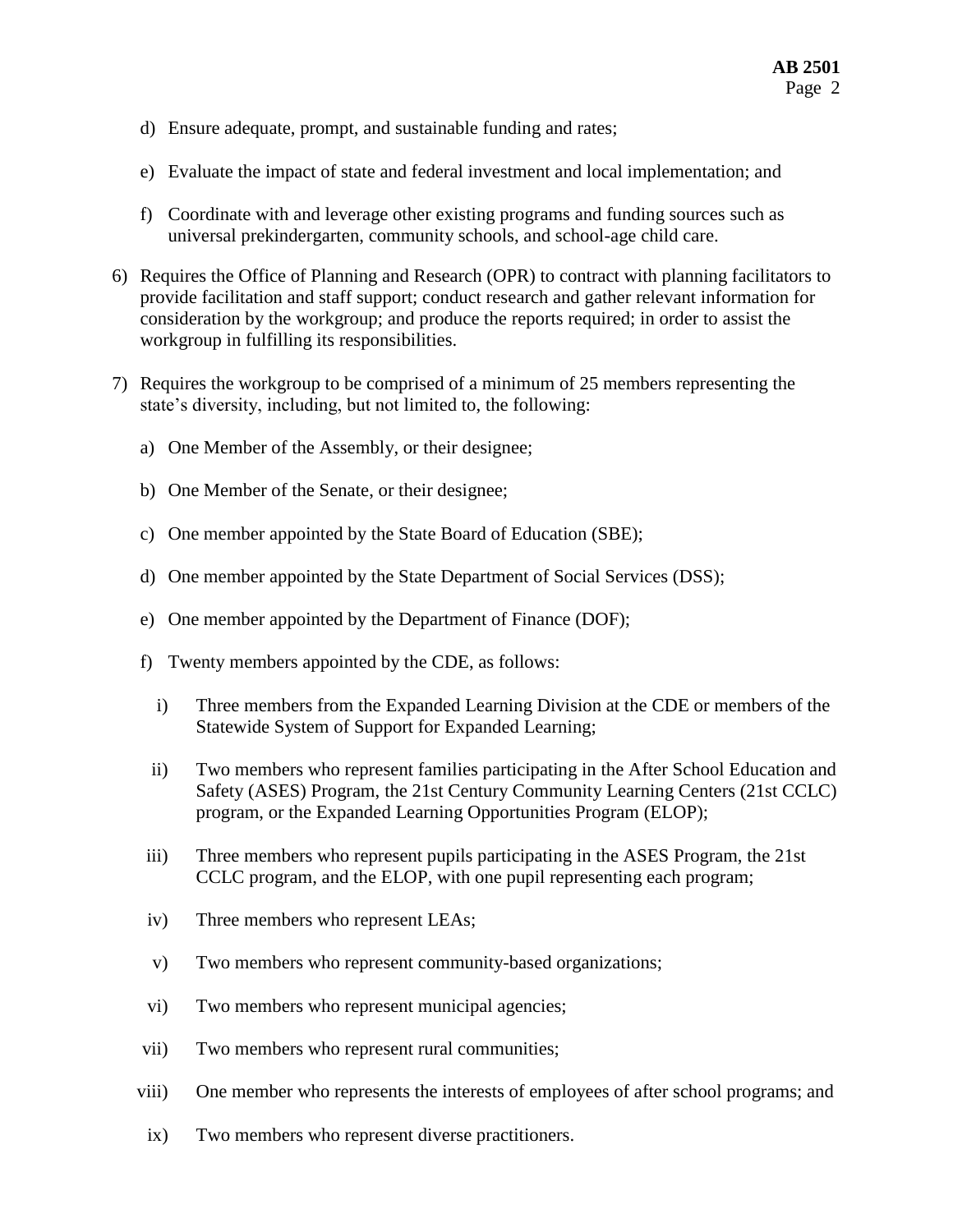d) Ensure adequate, prompt, and sustainable funding and rates;

e) Evaluate the impact of state and federal investment and local implementation; and

f) Coordinate with and leverage other existing programs and funding sources such as universal prekindergarten, community schools, and school-age child care.

6) Requires the Office of Planning and Research (OPR) to contract with planning facilitators to provide facilitation and staff support; conduct research and gather relevant information for consideration by the workgroup; and produce the reports required; in order to assist the workgroup in fulfilling its responsibilities.

7) Requires the workgroup to be comprised of a minimum of 25 members representing the state's diversity, including, but not limited to, the following:

   a) One Member of the Assembly, or their designee;

   b) One Member of the Senate, or their designee;

   c) One member appointed by the State Board of Education (SBE);

   d) One member appointed by the State Department of Social Services (DSS);

   e) One member appointed by the Department of Finance (DOF);

   f) Twenty members appointed by the CDE, as follows:

      i) Three members from the Expanded Learning Division at the CDE or members of the Statewide System of Support for Expanded Learning;

      ii) Two members who represent families participating in the After School Education and Safety (ASES) Program, the 21st Century Community Learning Centers (21st CCLC) program, or the Expanded Learning Opportunities Program (ELOP);

      iii) Three members who represent pupils participating in the ASES Program, the 21st CCLC program, and the ELOP, with one pupil representing each program;

      iv) Three members who represent LEAs;

      v) Two members who represent community-based organizations;

      vi) Two members who represent municipal agencies;

      vii) Two members who represent rural communities;

      viii) One member who represents the interests of employees of after school programs; and

      ix) Two members who represent diverse practitioners.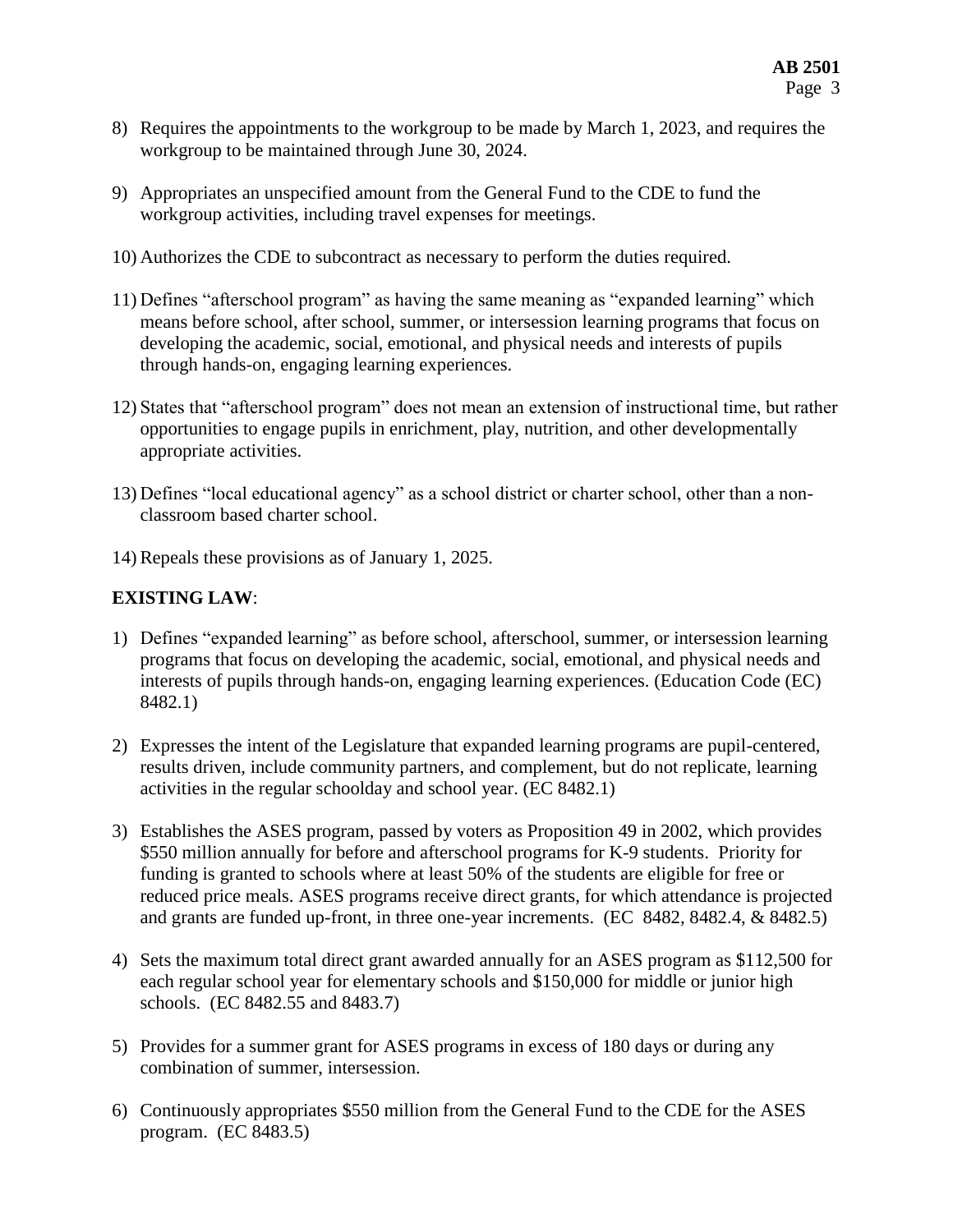8) Requires the appointments to the workgroup to be made by March 1, 2023, and requires the workgroup to be maintained through June 30, 2024.

9) Appropriates an unspecified amount from the General Fund to the CDE to fund the workgroup activities, including travel expenses for meetings.

10) Authorizes the CDE to subcontract as necessary to perform the duties required.

11) Defines "afterschool program" as having the same meaning as "expanded learning" which means before school, after school, summer, or intersession learning programs that focus on developing the academic, social, emotional, and physical needs and interests of pupils through hands-on, engaging learning experiences.

12) States that "afterschool program" does not mean an extension of instructional time, but rather opportunities to engage pupils in enrichment, play, nutrition, and other developmentally appropriate activities.

13) Defines "local educational agency" as a school district or charter school, other than a non-classroom based charter school.

14) Repeals these provisions as of January 1, 2025.

**EXISTING LAW**:

1) Defines "expanded learning" as before school, afterschool, summer, or intersession learning programs that focus on developing the academic, social, emotional, and physical needs and interests of pupils through hands-on, engaging learning experiences. (Education Code (EC) 8482.1)

2) Expresses the intent of the Legislature that expanded learning programs are pupil-centered, results driven, include community partners, and complement, but do not replicate, learning activities in the regular schoolday and school year. (EC 8482.1)

3) Establishes the ASES program, passed by voters as Proposition 49 in 2002, which provides $550 million annually for before and afterschool programs for K-9 students. Priority for funding is granted to schools where at least 50% of the students are eligible for free or reduced price meals. ASES programs receive direct grants, for which attendance is projected and grants are funded up-front, in three one-year increments. (EC 8482, 8482.4, & 8482.5)

4) Sets the maximum total direct grant awarded annually for an ASES program as $112,500 for each regular school year for elementary schools and $150,000 for middle or junior high schools. (EC 8482.55 and 8483.7)

5) Provides for a summer grant for ASES programs in excess of 180 days or during any combination of summer, intersession.

6) Continuously appropriates $550 million from the General Fund to the CDE for the ASES program. (EC 8483.5)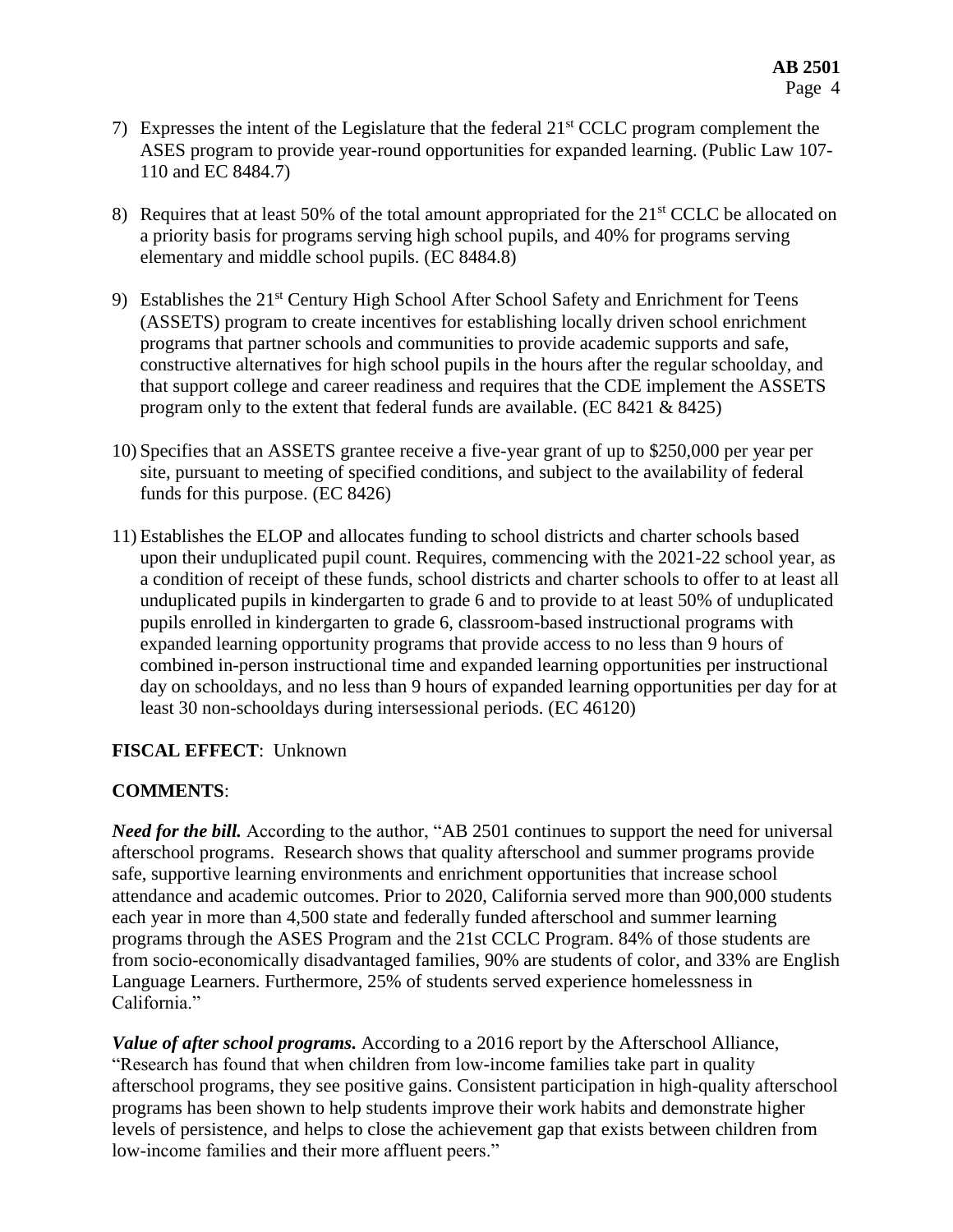7) Expresses the intent of the Legislature that the federal 21st CCLC program complement the ASES program to provide year-round opportunities for expanded learning. (Public Law 107-110 and EC 8484.7)

8) Requires that at least 50% of the total amount appropriated for the 21st CCLC be allocated on a priority basis for programs serving high school pupils, and 40% for programs serving elementary and middle school pupils. (EC 8484.8)

9) Establishes the 21st Century High School After School Safety and Enrichment for Teens (ASSETS) program to create incentives for establishing locally driven school enrichment programs that partner schools and communities to provide academic supports and safe, constructive alternatives for high school pupils in the hours after the regular schoolday, and that support college and career readiness and requires that the CDE implement the ASSETS program only to the extent that federal funds are available. (EC 8421 & 8425)

10) Specifies that an ASSETS grantee receive a five-year grant of up to $250,000 per year per site, pursuant to meeting of specified conditions, and subject to the availability of federal funds for this purpose. (EC 8426)

11) Establishes the ELOP and allocates funding to school districts and charter schools based upon their unduplicated pupil count. Requires, commencing with the 2021-22 school year, as a condition of receipt of these funds, school districts and charter schools to offer to at least all unduplicated pupils in kindergarten to grade 6 and to provide to at least 50% of unduplicated pupils enrolled in kindergarten to grade 6, classroom-based instructional programs with expanded learning opportunity programs that provide access to no less than 9 hours of combined in-person instructional time and expanded learning opportunities per instructional day on schooldays, and no less than 9 hours of expanded learning opportunities per day for at least 30 non-schooldays during intersessional periods. (EC 46120)

**FISCAL EFFECT**: Unknown

**COMMENTS**:

***Need for the bill.*** According to the author, "AB 2501 continues to support the need for universal afterschool programs. Research shows that quality afterschool and summer programs provide safe, supportive learning environments and enrichment opportunities that increase school attendance and academic outcomes. Prior to 2020, California served more than 900,000 students each year in more than 4,500 state and federally funded afterschool and summer learning programs through the ASES Program and the 21st CCLC Program. 84% of those students are from socio-economically disadvantaged families, 90% are students of color, and 33% are English Language Learners. Furthermore, 25% of students served experience homelessness in California."

***Value of after school programs.*** According to a 2016 report by the Afterschool Alliance, "Research has found that when children from low-income families take part in quality afterschool programs, they see positive gains. Consistent participation in high-quality afterschool programs has been shown to help students improve their work habits and demonstrate higher levels of persistence, and helps to close the achievement gap that exists between children from low-income families and their more affluent peers."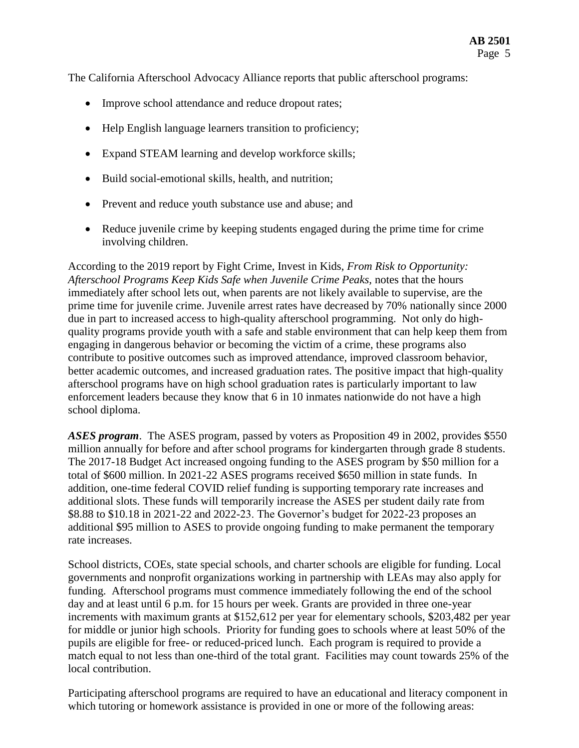The California Afterschool Advocacy Alliance reports that public afterschool programs:

- Improve school attendance and reduce dropout rates;
- Help English language learners transition to proficiency;
- Expand STEAM learning and develop workforce skills;
- Build social-emotional skills, health, and nutrition;
- Prevent and reduce youth substance use and abuse; and
- Reduce juvenile crime by keeping students engaged during the prime time for crime involving children.

According to the 2019 report by Fight Crime, Invest in Kids, *From Risk to Opportunity: Afterschool Programs Keep Kids Safe when Juvenile Crime Peaks*, notes that the hours immediately after school lets out, when parents are not likely available to supervise, are the prime time for juvenile crime. Juvenile arrest rates have decreased by 70% nationally since 2000 due in part to increased access to high-quality afterschool programming. Not only do high-quality programs provide youth with a safe and stable environment that can help keep them from engaging in dangerous behavior or becoming the victim of a crime, these programs also contribute to positive outcomes such as improved attendance, improved classroom behavior, better academic outcomes, and increased graduation rates. The positive impact that high-quality afterschool programs have on high school graduation rates is particularly important to law enforcement leaders because they know that 6 in 10 inmates nationwide do not have a high school diploma.

***ASES program***. The ASES program, passed by voters as Proposition 49 in 2002, provides $550 million annually for before and after school programs for kindergarten through grade 8 students. The 2017-18 Budget Act increased ongoing funding to the ASES program by $50 million for a total of $600 million. In 2021-22 ASES programs received $650 million in state funds. In addition, one-time federal COVID relief funding is supporting temporary rate increases and additional slots. These funds will temporarily increase the ASES per student daily rate from $8.88 to $10.18 in 2021-22 and 2022-23. The Governor's budget for 2022-23 proposes an additional $95 million to ASES to provide ongoing funding to make permanent the temporary rate increases.

School districts, COEs, state special schools, and charter schools are eligible for funding. Local governments and nonprofit organizations working in partnership with LEAs may also apply for funding. Afterschool programs must commence immediately following the end of the school day and at least until 6 p.m. for 15 hours per week. Grants are provided in three one-year increments with maximum grants at $152,612 per year for elementary schools, $203,482 per year for middle or junior high schools. Priority for funding goes to schools where at least 50% of the pupils are eligible for free- or reduced-priced lunch. Each program is required to provide a match equal to not less than one-third of the total grant. Facilities may count towards 25% of the local contribution.

Participating afterschool programs are required to have an educational and literacy component in which tutoring or homework assistance is provided in one or more of the following areas: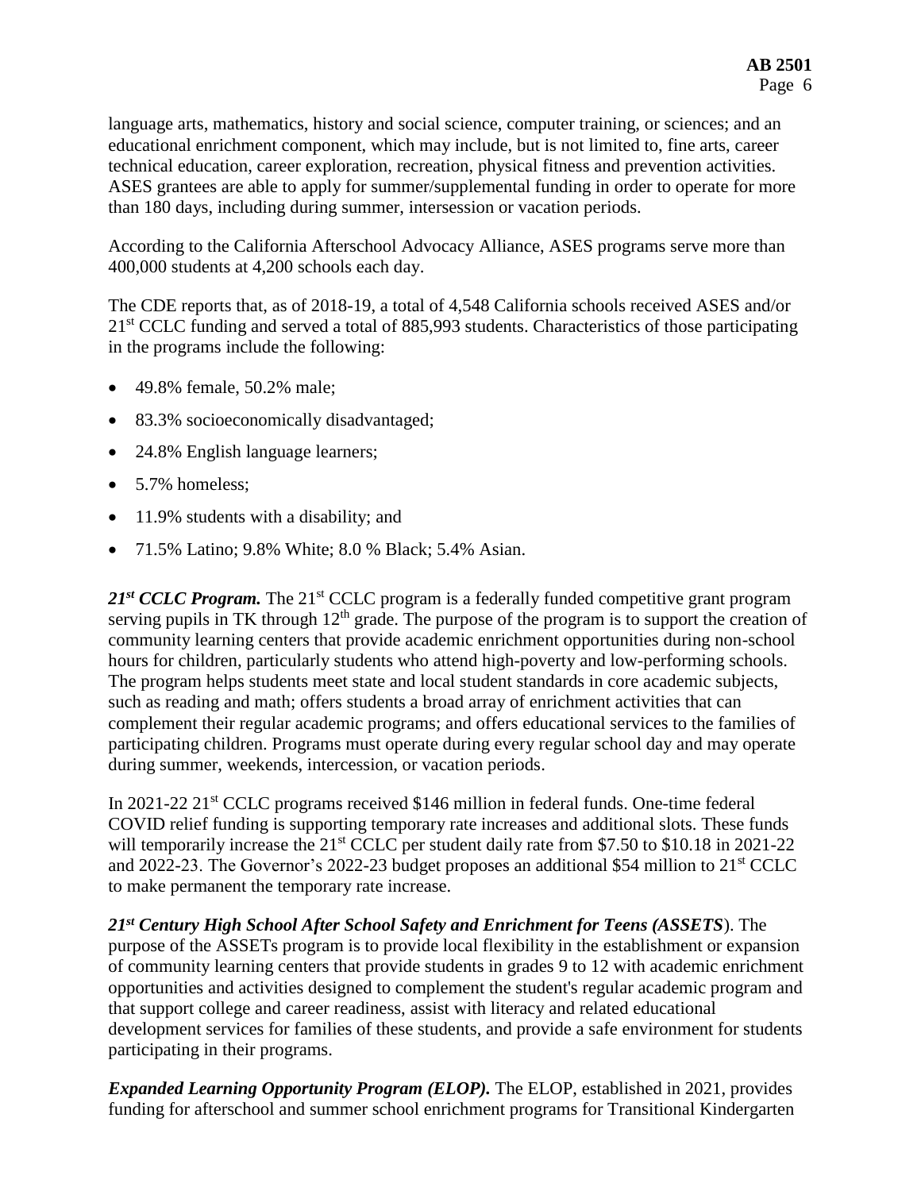language arts, mathematics, history and social science, computer training, or sciences; and an educational enrichment component, which may include, but is not limited to, fine arts, career technical education, career exploration, recreation, physical fitness and prevention activities. ASES grantees are able to apply for summer/supplemental funding in order to operate for more than 180 days, including during summer, intersession or vacation periods.

According to the California Afterschool Advocacy Alliance, ASES programs serve more than 400,000 students at 4,200 schools each day.

The CDE reports that, as of 2018-19, a total of 4,548 California schools received ASES and/or 21st CCLC funding and served a total of 885,993 students. Characteristics of those participating in the programs include the following:

- 49.8% female, 50.2% male;
- 83.3% socioeconomically disadvantaged;
- 24.8% English language learners;
- 5.7% homeless;
- 11.9% students with a disability; and
- 71.5% Latino; 9.8% White; 8.0 % Black; 5.4% Asian.

***21st CCLC Program.*** The 21st CCLC program is a federally funded competitive grant program serving pupils in TK through 12th grade. The purpose of the program is to support the creation of community learning centers that provide academic enrichment opportunities during non-school hours for children, particularly students who attend high-poverty and low-performing schools. The program helps students meet state and local student standards in core academic subjects, such as reading and math; offers students a broad array of enrichment activities that can complement their regular academic programs; and offers educational services to the families of participating children. Programs must operate during every regular school day and may operate during summer, weekends, intercession, or vacation periods.

In 2021-22 21st CCLC programs received $146 million in federal funds. One-time federal COVID relief funding is supporting temporary rate increases and additional slots. These funds will temporarily increase the 21st CCLC per student daily rate from $7.50 to $10.18 in 2021-22 and 2022-23. The Governor's 2022-23 budget proposes an additional $54 million to 21st CCLC to make permanent the temporary rate increase.

***21st Century High School After School Safety and Enrichment for Teens (ASSETS***). The purpose of the ASSETs program is to provide local flexibility in the establishment or expansion of community learning centers that provide students in grades 9 to 12 with academic enrichment opportunities and activities designed to complement the student's regular academic program and that support college and career readiness, assist with literacy and related educational development services for families of these students, and provide a safe environment for students participating in their programs.

***Expanded Learning Opportunity Program (ELOP).*** The ELOP, established in 2021, provides funding for afterschool and summer school enrichment programs for Transitional Kindergarten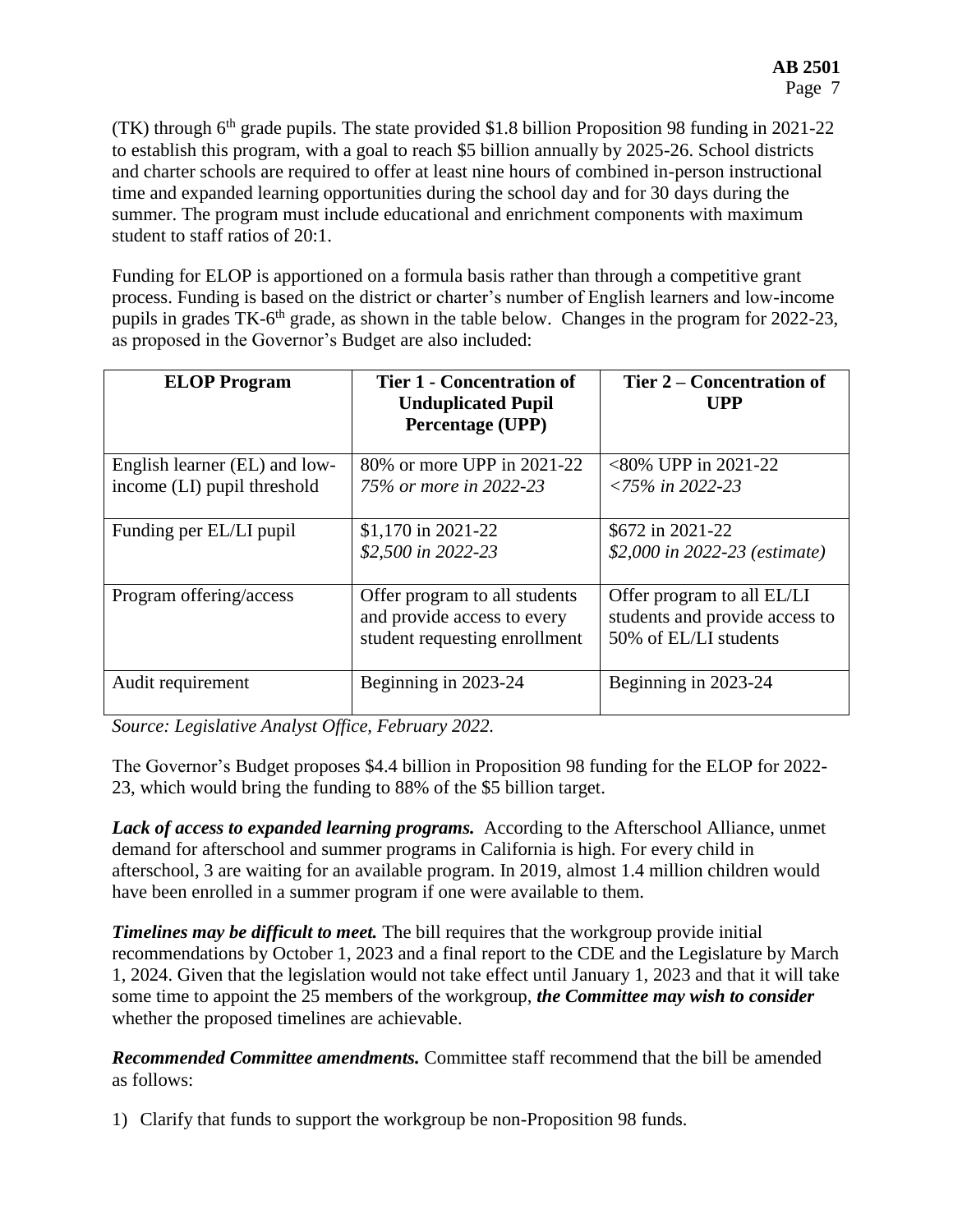(TK) through 6th grade pupils. The state provided $1.8 billion Proposition 98 funding in 2021-22 to establish this program, with a goal to reach $5 billion annually by 2025-26. School districts and charter schools are required to offer at least nine hours of combined in-person instructional time and expanded learning opportunities during the school day and for 30 days during the summer. The program must include educational and enrichment components with maximum student to staff ratios of 20:1.

Funding for ELOP is apportioned on a formula basis rather than through a competitive grant process. Funding is based on the district or charter's number of English learners and low-income pupils in grades TK-6th grade, as shown in the table below. Changes in the program for 2022-23, as proposed in the Governor's Budget are also included:

| ELOP Program | Tier 1 - Concentration of Unduplicated Pupil Percentage (UPP) | Tier 2 – Concentration of UPP |
|---|---|---|
| English learner (EL) and low-income (LI) pupil threshold | 80% or more UPP in 2021-22<br>*75% or more in 2022-23* | <80% UPP in 2021-22<br>*<75% in 2022-23* |
| Funding per EL/LI pupil | $1,170 in 2021-22<br>*$2,500 in 2022-23* | $672 in 2021-22<br>*$2,000 in 2022-23 (estimate)* |
| Program offering/access | Offer program to all students and provide access to every student requesting enrollment | Offer program to all EL/LI students and provide access to 50% of EL/LI students |
| Audit requirement | Beginning in 2023-24 | Beginning in 2023-24 |

*Source: Legislative Analyst Office, February 2022.*

The Governor's Budget proposes $4.4 billion in Proposition 98 funding for the ELOP for 2022-23, which would bring the funding to 88% of the $5 billion target.

***Lack of access to expanded learning programs.*** According to the Afterschool Alliance, unmet demand for afterschool and summer programs in California is high. For every child in afterschool, 3 are waiting for an available program. In 2019, almost 1.4 million children would have been enrolled in a summer program if one were available to them.

***Timelines may be difficult to meet.*** The bill requires that the workgroup provide initial recommendations by October 1, 2023 and a final report to the CDE and the Legislature by March 1, 2024. Given that the legislation would not take effect until January 1, 2023 and that it will take some time to appoint the 25 members of the workgroup, ***the Committee may wish to consider*** whether the proposed timelines are achievable.

***Recommended Committee amendments.*** Committee staff recommend that the bill be amended as follows:

1) Clarify that funds to support the workgroup be non-Proposition 98 funds.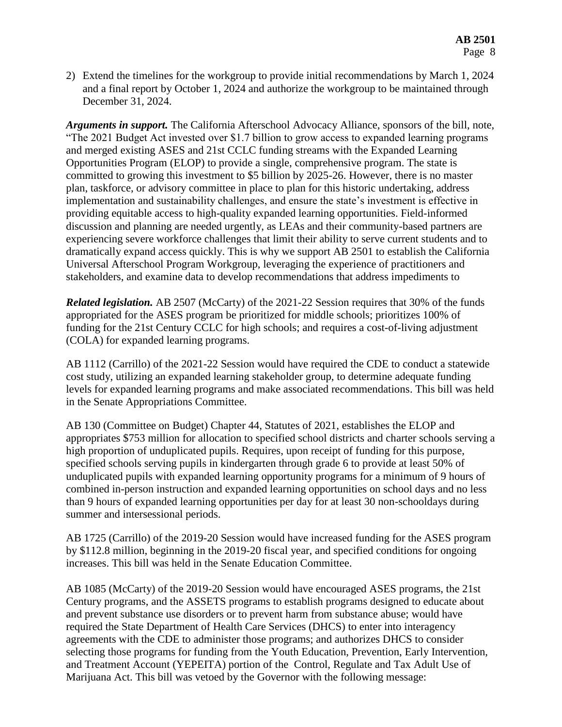2) Extend the timelines for the workgroup to provide initial recommendations by March 1, 2024 and a final report by October 1, 2024 and authorize the workgroup to be maintained through December 31, 2024.

***Arguments in support.*** The California Afterschool Advocacy Alliance, sponsors of the bill, note, "The 2021 Budget Act invested over $1.7 billion to grow access to expanded learning programs and merged existing ASES and 21st CCLC funding streams with the Expanded Learning Opportunities Program (ELOP) to provide a single, comprehensive program. The state is committed to growing this investment to $5 billion by 2025-26. However, there is no master plan, taskforce, or advisory committee in place to plan for this historic undertaking, address implementation and sustainability challenges, and ensure the state's investment is effective in providing equitable access to high-quality expanded learning opportunities. Field-informed discussion and planning are needed urgently, as LEAs and their community-based partners are experiencing severe workforce challenges that limit their ability to serve current students and to dramatically expand access quickly. This is why we support AB 2501 to establish the California Universal Afterschool Program Workgroup, leveraging the experience of practitioners and stakeholders, and examine data to develop recommendations that address impediments to

***Related legislation.*** AB 2507 (McCarty) of the 2021-22 Session requires that 30% of the funds appropriated for the ASES program be prioritized for middle schools; prioritizes 100% of funding for the 21st Century CCLC for high schools; and requires a cost-of-living adjustment (COLA) for expanded learning programs.

AB 1112 (Carrillo) of the 2021-22 Session would have required the CDE to conduct a statewide cost study, utilizing an expanded learning stakeholder group, to determine adequate funding levels for expanded learning programs and make associated recommendations. This bill was held in the Senate Appropriations Committee.

AB 130 (Committee on Budget) Chapter 44, Statutes of 2021, establishes the ELOP and appropriates $753 million for allocation to specified school districts and charter schools serving a high proportion of unduplicated pupils. Requires, upon receipt of funding for this purpose, specified schools serving pupils in kindergarten through grade 6 to provide at least 50% of unduplicated pupils with expanded learning opportunity programs for a minimum of 9 hours of combined in-person instruction and expanded learning opportunities on school days and no less than 9 hours of expanded learning opportunities per day for at least 30 non-schooldays during summer and intersessional periods.

AB 1725 (Carrillo) of the 2019-20 Session would have increased funding for the ASES program by $112.8 million, beginning in the 2019-20 fiscal year, and specified conditions for ongoing increases. This bill was held in the Senate Education Committee.

AB 1085 (McCarty) of the 2019-20 Session would have encouraged ASES programs, the 21st Century programs, and the ASSETS programs to establish programs designed to educate about and prevent substance use disorders or to prevent harm from substance abuse; would have required the State Department of Health Care Services (DHCS) to enter into interagency agreements with the CDE to administer those programs; and authorizes DHCS to consider selecting those programs for funding from the Youth Education, Prevention, Early Intervention, and Treatment Account (YEPEITA) portion of the Control, Regulate and Tax Adult Use of Marijuana Act. This bill was vetoed by the Governor with the following message: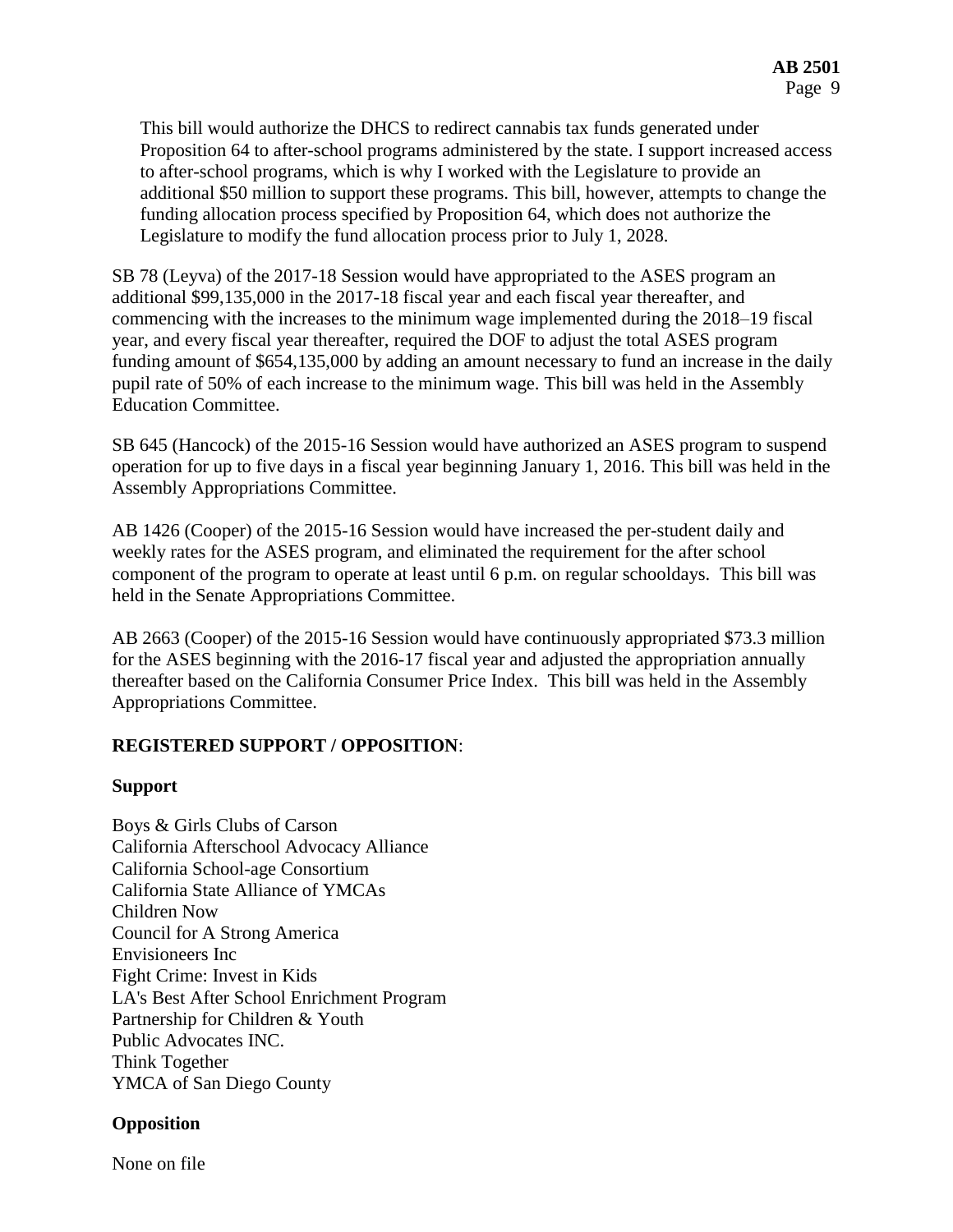This bill would authorize the DHCS to redirect cannabis tax funds generated under Proposition 64 to after-school programs administered by the state. I support increased access to after-school programs, which is why I worked with the Legislature to provide an additional $50 million to support these programs. This bill, however, attempts to change the funding allocation process specified by Proposition 64, which does not authorize the Legislature to modify the fund allocation process prior to July 1, 2028.

SB 78 (Leyva) of the 2017-18 Session would have appropriated to the ASES program an additional $99,135,000 in the 2017-18 fiscal year and each fiscal year thereafter, and commencing with the increases to the minimum wage implemented during the 2018–19 fiscal year, and every fiscal year thereafter, required the DOF to adjust the total ASES program funding amount of $654,135,000 by adding an amount necessary to fund an increase in the daily pupil rate of 50% of each increase to the minimum wage. This bill was held in the Assembly Education Committee.

SB 645 (Hancock) of the 2015-16 Session would have authorized an ASES program to suspend operation for up to five days in a fiscal year beginning January 1, 2016. This bill was held in the Assembly Appropriations Committee.

AB 1426 (Cooper) of the 2015-16 Session would have increased the per-student daily and weekly rates for the ASES program, and eliminated the requirement for the after school component of the program to operate at least until 6 p.m. on regular schooldays. This bill was held in the Senate Appropriations Committee.

AB 2663 (Cooper) of the 2015-16 Session would have continuously appropriated $73.3 million for the ASES beginning with the 2016-17 fiscal year and adjusted the appropriation annually thereafter based on the California Consumer Price Index. This bill was held in the Assembly Appropriations Committee.

**REGISTERED SUPPORT / OPPOSITION**:

**Support**

Boys & Girls Clubs of Carson
California Afterschool Advocacy Alliance
California School-age Consortium
California State Alliance of YMCAs
Children Now
Council for A Strong America
Envisioneers Inc
Fight Crime: Invest in Kids
LA's Best After School Enrichment Program
Partnership for Children & Youth
Public Advocates INC.
Think Together
YMCA of San Diego County

**Opposition**

None on file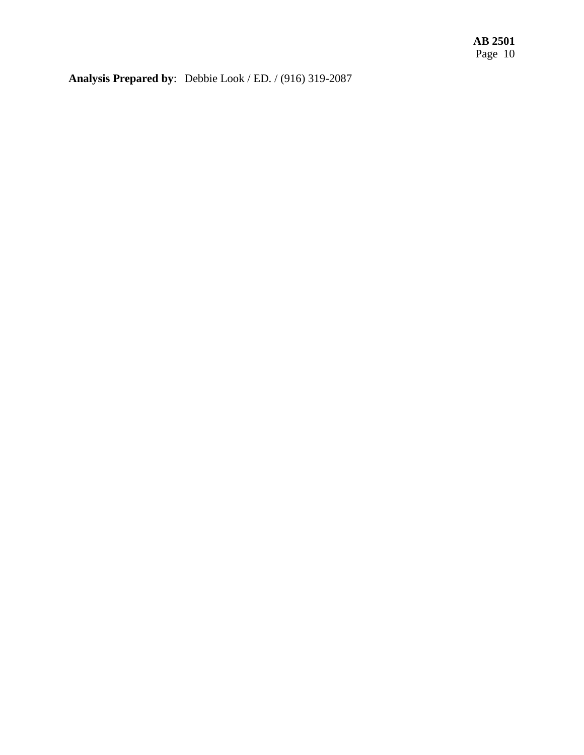**Analysis Prepared by**: Debbie Look / ED. / (916) 319-2087